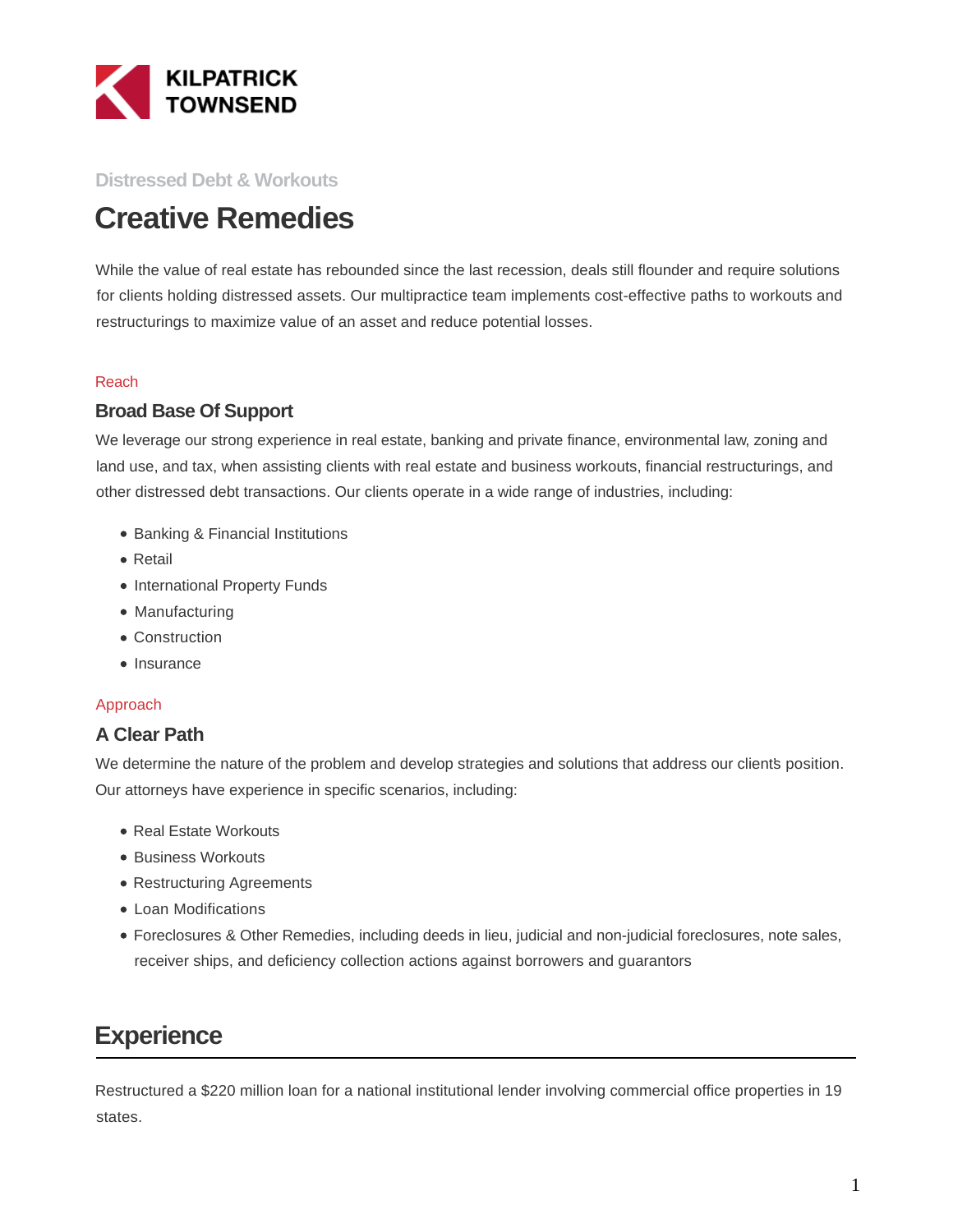Distressed Debt & Workouts

# Creative Remedies

While the value of real estate has rebounded since the last recession, deals still flounder and require solutions for clients holding distressed assets. Our multipractice team implements cost-effective paths to workouts and restructurings to maximize value of an asset and reduce potential losses.

Reach

### Broad Base Of Support

We leverage our strong experience in real estate, banking and private finance, environmental law, zoning and land use, and tax, when assisting clients with real estate and business workouts, financial restructurings, and other distressed debt transactions. Our clients operate in a wide range of industries, including:

- Banking & Financial Institutions
- Retail
- International Property Funds
- Manufacturing
- Construction
- Insurance

Approach

### A Clear Path

We determine the nature of the problem and develop strategies and solutions that address our client's position. Our attorneys have experience in specific scenarios, including:

- Real Estate Workouts
- Business Workouts
- Restructuring Agreements
- Loan Modifications
- Foreclosures & Other Remedies, including deeds in lieu, judicial and non-judicial foreclosures, note sales, receiver ships, and deficiency collection actions against borrowers and guarantors

## Experience

Restructured a $220 million loan for a national institutional lender involving commercial office properties in 19 states.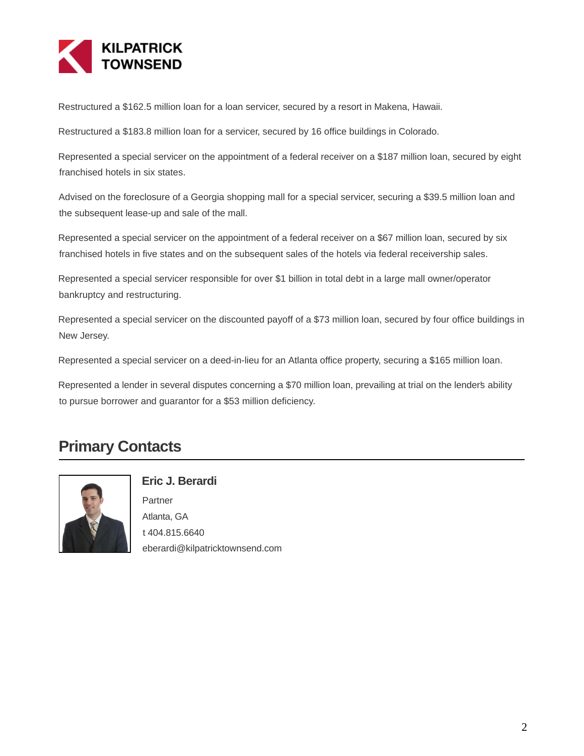Restructured a $162.5 million loan for a loan servicer, secured by a resort in Makena, Hawaii.

Restructured a $183.8 million loan for a servicer, secured by 16 office buildings in Colorado.

Represented a special servicer on the appointment of a federal receiver on a $187 million loan, secured by eight franchised hotels in six states.

Advised on the foreclosure of a Georgia shopping mall for a special servicer, securing a $39.5 million loan and the subsequent lease-up and sale of the mall.

Represented a special servicer on the appointment of a federal receiver on a $67 million loan, secured by six franchised hotels in five states and on the subsequent sales of the hotels via federal receivership sales.

Represented a special servicer responsible for over $1 billion in total debt in a large mall owner/operator bankruptcy and restructuring.

Represented a special servicer on the discounted payoff of a $73 million loan, secured by four office buildings in New Jersey.

Represented a special servicer on a deed-in-lieu for an Atlanta office property, securing a $165 million loan.

Represented a lender in several disputes concerning a $70 million loan, prevailing at trial on the lender's ability to pursue borrower and guarantor for a $53 million deficiency.

## Primary Contacts

### Eric J. Berardi

Partner

Atlanta, GA

t 404.815.6640

eberardi@kilpatricktownsend.com